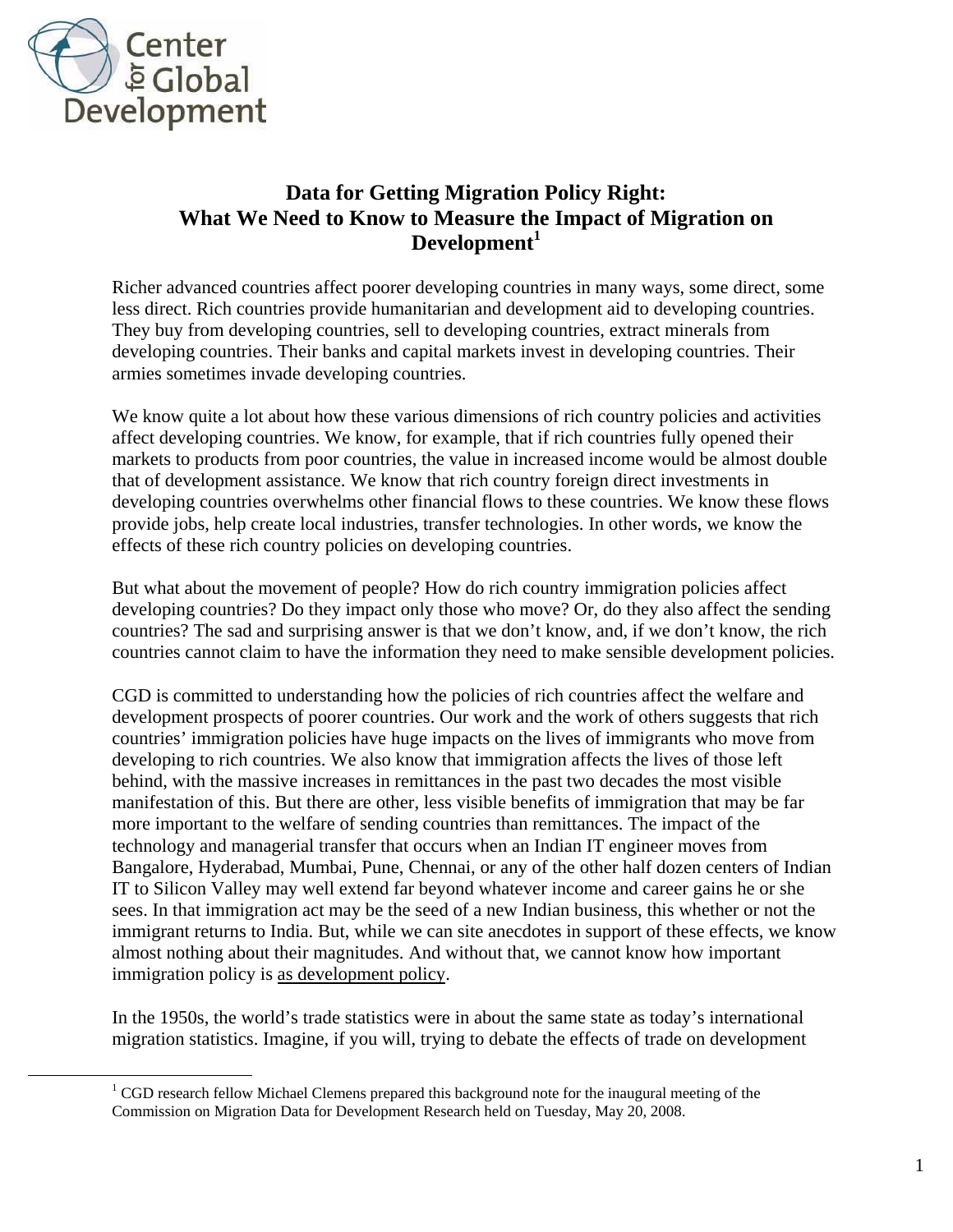# Data for Getting Migration Policy Right: What We Need to Know to Measure the Impact of Migration on Development[1]

Richer advanced countries affect poorer developing countries in many ways, some direct, some less direct. Rich countries provide humanitarian and development aid to developing countries. They buy from developing countries, sell to developing countries, extract minerals from developing countries. Their banks and capital markets invest in developing countries. Their armies sometimes invade developing countries.

We know quite a lot about how these various dimensions of rich country policies and activities affect developing countries. We know, for example, that if rich countries fully opened their markets to products from poor countries, the value in increased income would be almost double that of development assistance. We know that rich country foreign direct investments in developing countries overwhelms other financial flows to these countries. We know these flows provide jobs, help create local industries, transfer technologies. In other words, we know the effects of these rich country policies on developing countries.

But what about the movement of people? How do rich country immigration policies affect developing countries? Do they impact only those who move? Or, do they also affect the sending countries? The sad and surprising answer is that we don't know, and, if we don't know, the rich countries cannot claim to have the information they need to make sensible development policies.

CGD is committed to understanding how the policies of rich countries affect the welfare and development prospects of poorer countries. Our work and the work of others suggests that rich countries' immigration policies have huge impacts on the lives of immigrants who move from developing to rich countries. We also know that immigration affects the lives of those left behind, with the massive increases in remittances in the past two decades the most visible manifestation of this. But there are other, less visible benefits of immigration that may be far more important to the welfare of sending countries than remittances. The impact of the technology and managerial transfer that occurs when an Indian IT engineer moves from Bangalore, Hyderabad, Mumbai, Pune, Chennai, or any of the other half dozen centers of Indian IT to Silicon Valley may well extend far beyond whatever income and career gains he or she sees. In that immigration act may be the seed of a new Indian business, this whether or not the immigrant returns to India. But, while we can site anecdotes in support of these effects, we know almost nothing about their magnitudes. And without that, we cannot know how important immigration policy is as development policy.

In the 1950s, the world's trade statistics were in about the same state as today's international migration statistics. Imagine, if you will, trying to debate the effects of trade on development

[1] CGD research fellow Michael Clemens prepared this background note for the inaugural meeting of the Commission on Migration Data for Development Research held on Tuesday, May 20, 2008.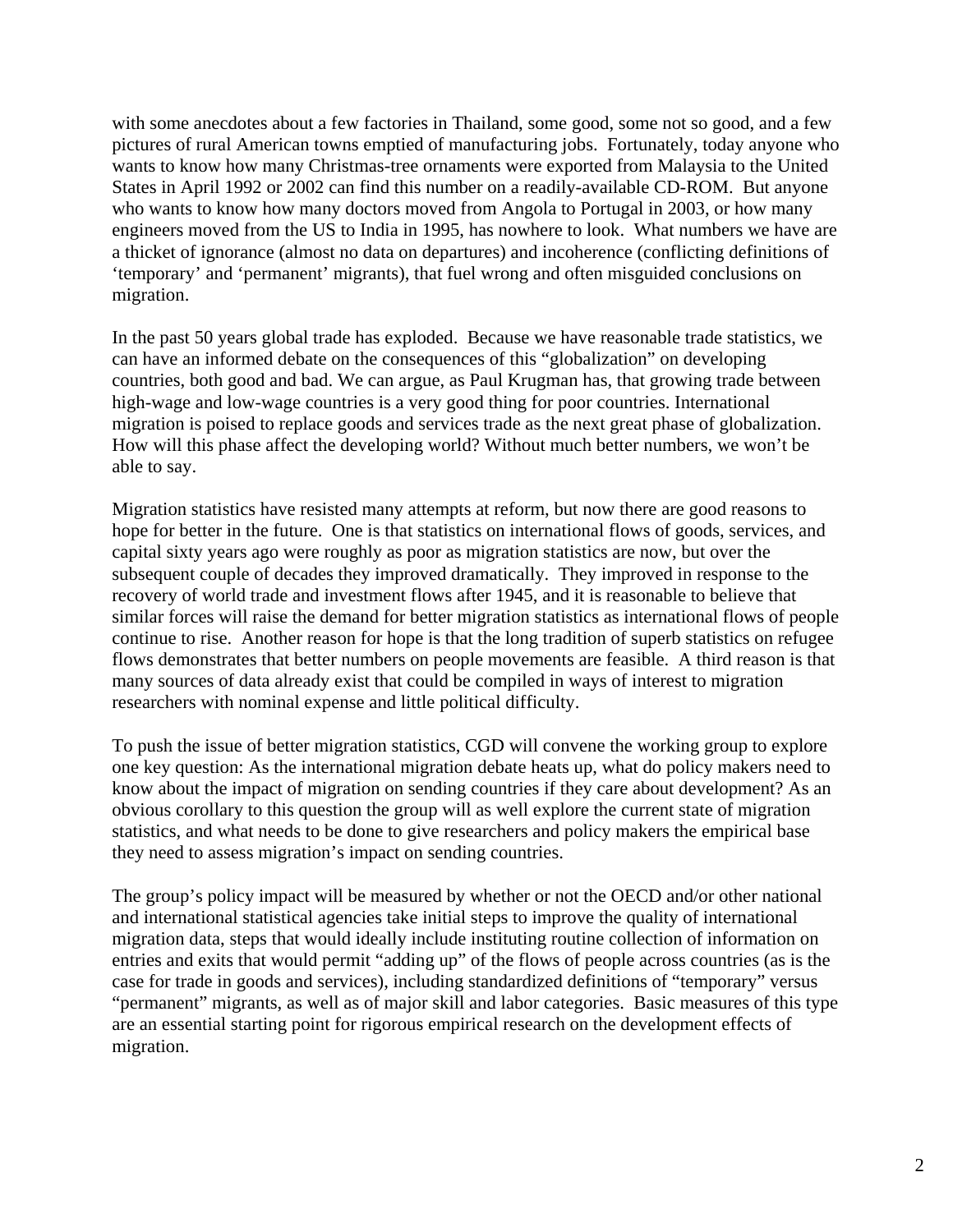with some anecdotes about a few factories in Thailand, some good, some not so good, and a few pictures of rural American towns emptied of manufacturing jobs. Fortunately, today anyone who wants to know how many Christmas-tree ornaments were exported from Malaysia to the United States in April 1992 or 2002 can find this number on a readily-available CD-ROM. But anyone who wants to know how many doctors moved from Angola to Portugal in 2003, or how many engineers moved from the US to India in 1995, has nowhere to look. What numbers we have are a thicket of ignorance (almost no data on departures) and incoherence (conflicting definitions of 'temporary' and 'permanent' migrants), that fuel wrong and often misguided conclusions on migration.

In the past 50 years global trade has exploded. Because we have reasonable trade statistics, we can have an informed debate on the consequences of this "globalization" on developing countries, both good and bad. We can argue, as Paul Krugman has, that growing trade between high-wage and low-wage countries is a very good thing for poor countries. International migration is poised to replace goods and services trade as the next great phase of globalization. How will this phase affect the developing world? Without much better numbers, we won't be able to say.

Migration statistics have resisted many attempts at reform, but now there are good reasons to hope for better in the future. One is that statistics on international flows of goods, services, and capital sixty years ago were roughly as poor as migration statistics are now, but over the subsequent couple of decades they improved dramatically. They improved in response to the recovery of world trade and investment flows after 1945, and it is reasonable to believe that similar forces will raise the demand for better migration statistics as international flows of people continue to rise. Another reason for hope is that the long tradition of superb statistics on refugee flows demonstrates that better numbers on people movements are feasible. A third reason is that many sources of data already exist that could be compiled in ways of interest to migration researchers with nominal expense and little political difficulty.

To push the issue of better migration statistics, CGD will convene the working group to explore one key question: As the international migration debate heats up, what do policy makers need to know about the impact of migration on sending countries if they care about development? As an obvious corollary to this question the group will as well explore the current state of migration statistics, and what needs to be done to give researchers and policy makers the empirical base they need to assess migration's impact on sending countries.

The group's policy impact will be measured by whether or not the OECD and/or other national and international statistical agencies take initial steps to improve the quality of international migration data, steps that would ideally include instituting routine collection of information on entries and exits that would permit "adding up" of the flows of people across countries (as is the case for trade in goods and services), including standardized definitions of "temporary" versus "permanent" migrants, as well as of major skill and labor categories. Basic measures of this type are an essential starting point for rigorous empirical research on the development effects of migration.